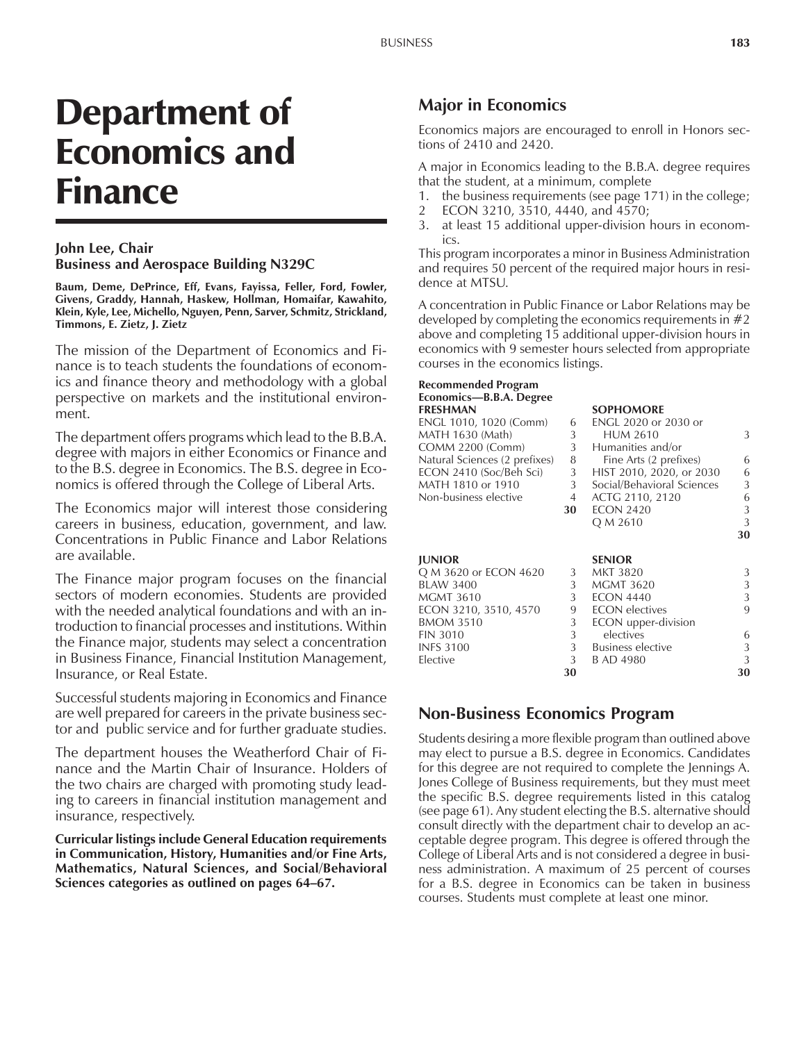# Department of Economics and Finance

**John Lee, Chair**
**Business and Aerospace Building N329C**

**Baum, Deme, DePrince, Eff, Evans, Fayissa, Feller, Ford, Fowler, Givens, Graddy, Hannah, Haskew, Hollman, Homaifar, Kawahito, Klein, Kyle, Lee, Michello, Nguyen, Penn, Sarver, Schmitz, Strickland, Timmons, E. Zietz, J. Zietz**

The mission of the Department of Economics and Finance is to teach students the foundations of economics and finance theory and methodology with a global perspective on markets and the institutional environment.

The department offers programs which lead to the B.B.A. degree with majors in either Economics or Finance and to the B.S. degree in Economics. The B.S. degree in Economics is offered through the College of Liberal Arts.

The Economics major will interest those considering careers in business, education, government, and law. Concentrations in Public Finance and Labor Relations are available.

The Finance major program focuses on the financial sectors of modern economies. Students are provided with the needed analytical foundations and with an introduction to financial processes and institutions. Within the Finance major, students may select a concentration in Business Finance, Financial Institution Management, Insurance, or Real Estate.

Successful students majoring in Economics and Finance are well prepared for careers in the private business sector and public service and for further graduate studies.

The department houses the Weatherford Chair of Finance and the Martin Chair of Insurance. Holders of the two chairs are charged with promoting study leading to careers in financial institution management and insurance, respectively.

**Curricular listings include General Education requirements in Communication, History, Humanities and/or Fine Arts, Mathematics, Natural Sciences, and Social/Behavioral Sciences categories as outlined on pages 64–67.**

## Major in Economics

Economics majors are encouraged to enroll in Honors sections of 2410 and 2420.

A major in Economics leading to the B.B.A. degree requires that the student, at a minimum, complete

1. the business requirements (see page 171) in the college;
2. ECON 3210, 3510, 4440, and 4570;
3. at least 15 additional upper-division hours in economics.

This program incorporates a minor in Business Administration and requires 50 percent of the required major hours in residence at MTSU.

A concentration in Public Finance or Labor Relations may be developed by completing the economics requirements in #2 above and completing 15 additional upper-division hours in economics with 9 semester hours selected from appropriate courses in the economics listings.

**Recommended Program**
**Economics—B.B.A. Degree**

| FRESHMAN | | SOPHOMORE | |
|---|---|---|---|
| ENGL 1010, 1020 (Comm) | 6 | ENGL 2020 or 2030 or HUM 2610 | 3 |
| MATH 1630 (Math) | 3 | Humanities and/or Fine Arts (2 prefixes) | 6 |
| COMM 2200 (Comm) | 3 | HIST 2010, 2020, or 2030 | 6 |
| Natural Sciences (2 prefixes) | 8 | Social/Behavioral Sciences | 3 |
| ECON 2410 (Soc/Beh Sci) | 3 | ACTG 2110, 2120 | 6 |
| MATH 1810 or 1910 | 3 | ECON 2420 | 3 |
| Non-business elective | 4 | Q M 2610 | 3 |
| | **30** | | **30** |

| JUNIOR | | SENIOR | |
|---|---|---|---|
| Q M 3620 or ECON 4620 | 3 | MKT 3820 | 3 |
| BLAW 3400 | 3 | MGMT 3620 | 3 |
| MGMT 3610 | 3 | ECON 4440 | 3 |
| ECON 3210, 3510, 4570 | 9 | ECON electives | 9 |
| BMOM 3510 | 3 | ECON upper-division electives | 6 |
| FIN 3010 | 3 | Business elective | 3 |
| INFS 3100 | 3 | B AD 4980 | 3 |
| Elective | 3 | | |
| | **30** | | **30** |

## Non-Business Economics Program

Students desiring a more flexible program than outlined above may elect to pursue a B.S. degree in Economics. Candidates for this degree are not required to complete the Jennings A. Jones College of Business requirements, but they must meet the specific B.S. degree requirements listed in this catalog (see page 61). Any student electing the B.S. alternative should consult directly with the department chair to develop an acceptable degree program. This degree is offered through the College of Liberal Arts and is not considered a degree in business administration. A maximum of 25 percent of courses for a B.S. degree in Economics can be taken in business courses. Students must complete at least one minor.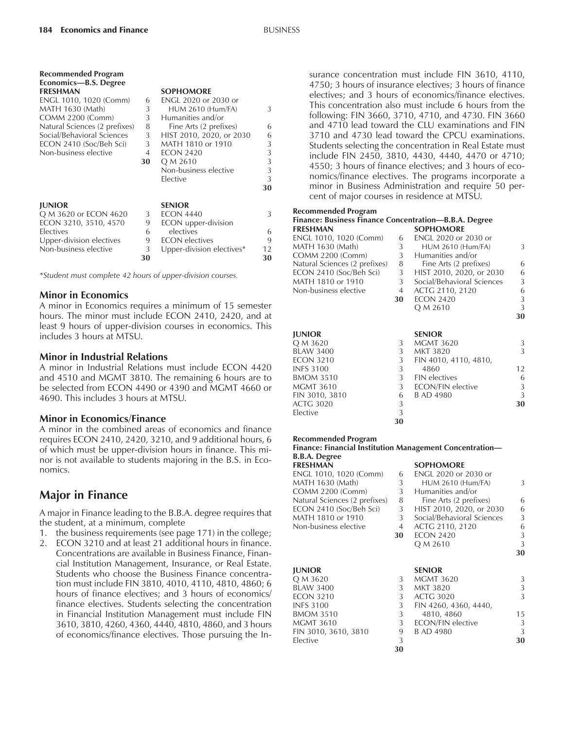**Recommended Program**
**Economics—B.S. Degree**

| **FRESHMAN** | | **SOPHOMORE** | |
|---|---|---|---|
| ENGL 1010, 1020 (Comm) | 6 | ENGL 2020 or 2030 or HUM 2610 (Hum/FA) | 3 |
| MATH 1630 (Math) | 3 | Humanities and/or Fine Arts (2 prefixes) | 6 |
| COMM 2200 (Comm) | 3 | HIST 2010, 2020, or 2030 | 6 |
| Natural Sciences (2 prefixes) | 8 | MATH 1810 or 1910 | 3 |
| Social/Behavioral Sciences | 3 | ECON 2420 | 3 |
| ECON 2410 (Soc/Beh Sci) | 3 | Q M 2610 | 3 |
| Non-business elective | 4 | Non-business elective | 3 |
| | | Elective | 3 |
| | **30** | | **30** |

| **JUNIOR** | | **SENIOR** | |
|---|---|---|---|
| Q M 3620 or ECON 4620 | 3 | ECON 4440 | 3 |
| ECON 3210, 3510, 4570 | 9 | ECON upper-division electives | 6 |
| Electives | 6 | ECON electives | 9 |
| Upper-division electives | 9 | Upper-division electives* | 12 |
| Non-business elective | 3 | | |
| | **30** | | **30** |

*\*Student must complete 42 hours of upper-division courses.*

### Minor in Economics

A minor in Economics requires a minimum of 15 semester hours. The minor must include ECON 2410, 2420, and at least 9 hours of upper-division courses in economics. This includes 3 hours at MTSU.

### Minor in Industrial Relations

A minor in Industrial Relations must include ECON 4420 and 4510 and MGMT 3810. The remaining 6 hours are to be selected from ECON 4490 or 4390 and MGMT 4660 or 4690. This includes 3 hours at MTSU.

### Minor in Economics/Finance

A minor in the combined areas of economics and finance requires ECON 2410, 2420, 3210, and 9 additional hours, 6 of which must be upper-division hours in finance. This minor is not available to students majoring in the B.S. in Economics.

## Major in Finance

A major in Finance leading to the B.B.A. degree requires that the student, at a minimum, complete

1. the business requirements (see page 171) in the college;
2. ECON 3210 and at least 21 additional hours in finance. Concentrations are available in Business Finance, Financial Institution Management, Insurance, or Real Estate. Students who choose the Business Finance concentration must include FIN 3810, 4010, 4110, 4810, 4860; 6 hours of finance electives; and 3 hours of economics/finance electives. Students selecting the concentration in Financial Institution Management must include FIN 3610, 3810, 4260, 4360, 4440, 4810, 4860, and 3 hours of economics/finance electives. Those pursuing the Insurance concentration must include FIN 3610, 4110, 4750; 3 hours of insurance electives; 3 hours of finance electives; and 3 hours of economics/finance electives. This concentration also must include 6 hours from the following: FIN 3660, 3710, 4710, and 4730. FIN 3660 and 4710 lead toward the CLU examinations and FIN 3710 and 4730 lead toward the CPCU examinations. Students selecting the concentration in Real Estate must include FIN 2450, 3810, 4430, 4440, 4470 or 4710; 4550; 3 hours of finance electives; and 3 hours of economics/finance electives. The programs incorporate a minor in Business Administration and require 50 percent of major courses in residence at MTSU.

**Recommended Program**
**Finance: Business Finance Concentration—B.B.A. Degree**

| **FRESHMAN** | | **SOPHOMORE** | |
|---|---|---|---|
| ENGL 1010, 1020 (Comm) | 6 | ENGL 2020 or 2030 or HUM 2610 (Hum/FA) | 3 |
| MATH 1630 (Math) | 3 | Humanities and/or Fine Arts (2 prefixes) | 6 |
| COMM 2200 (Comm) | 3 | HIST 2010, 2020, or 2030 | 6 |
| Natural Sciences (2 prefixes) | 8 | Social/Behavioral Sciences | 3 |
| ECON 2410 (Soc/Beh Sci) | 3 | ACTG 2110, 2120 | 6 |
| MATH 1810 or 1910 | 3 | ECON 2420 | 3 |
| Non-business elective | 4 | Q M 2610 | 3 |
| | **30** | | **30** |

| **JUNIOR** | | **SENIOR** | |
|---|---|---|---|
| Q M 3620 | 3 | MGMT 3620 | 3 |
| BLAW 3400 | 3 | MKT 3820 | 3 |
| ECON 3210 | 3 | FIN 4010, 4110, 4810, 4860 | 12 |
| INFS 3100 | 3 | FIN electives | 6 |
| BMOM 3510 | 3 | ECON/FIN elective | 3 |
| MGMT 3610 | 3 | B AD 4980 | 3 |
| FIN 3010, 3810 | 6 | | |
| ACTG 3020 | 3 | | |
| Elective | 3 | | |
| | **30** | | **30** |

**Recommended Program**
**Finance: Financial Institution Management Concentration—B.B.A. Degree**

| **FRESHMAN** | | **SOPHOMORE** | |
|---|---|---|---|
| ENGL 1010, 1020 (Comm) | 6 | ENGL 2020 or 2030 or HUM 2610 (Hum/FA) | 3 |
| MATH 1630 (Math) | 3 | Humanities and/or Fine Arts (2 prefixes) | 6 |
| COMM 2200 (Comm) | 3 | HIST 2010, 2020, or 2030 | 6 |
| Natural Sciences (2 prefixes) | 8 | Social/Behavioral Sciences | 3 |
| ECON 2410 (Soc/Beh Sci) | 3 | ACTG 2110, 2120 | 6 |
| MATH 1810 or 1910 | 3 | ECON 2420 | 3 |
| Non-business elective | 4 | Q M 2610 | 3 |
| | **30** | | **30** |

| **JUNIOR** | | **SENIOR** | |
|---|---|---|---|
| Q M 3620 | 3 | MGMT 3620 | 3 |
| BLAW 3400 | 3 | MKT 3820 | 3 |
| ECON 3210 | 3 | ACTG 3020 | 3 |
| INFS 3100 | 3 | FIN 4260, 4360, 4440, 4810, 4860 | 15 |
| BMOM 3510 | 3 | ECON/FIN elective | 3 |
| MGMT 3610 | 3 | B AD 4980 | 3 |
| FIN 3010, 3610, 3810 | 9 | | |
| Elective | 3 | | |
| | **30** | | **30** |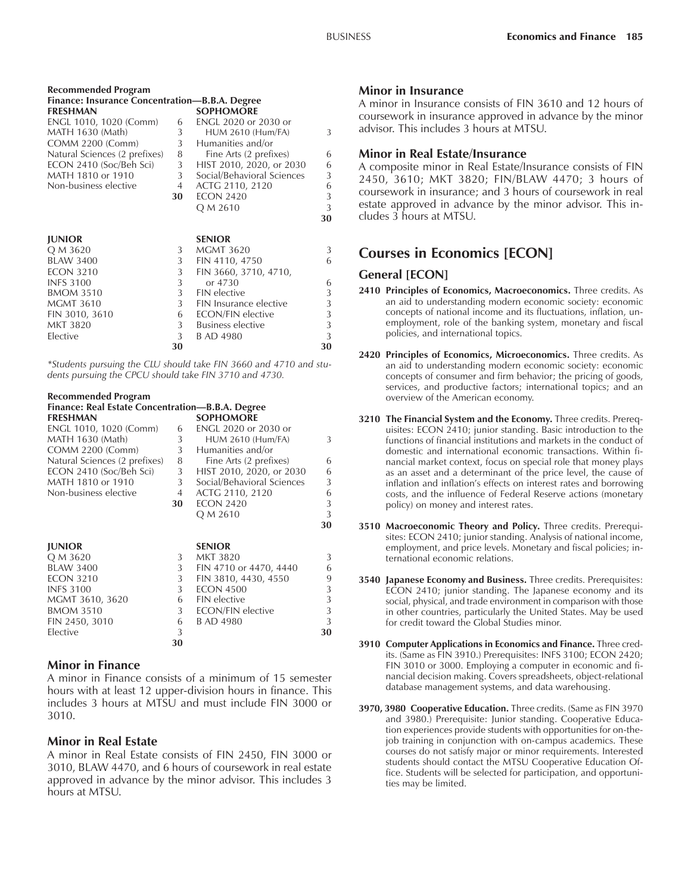**Recommended Program**
**Finance: Insurance Concentration—B.B.A. Degree**

| FRESHMAN | | SOPHOMORE | |
|---|---|---|---|
| ENGL 1010, 1020 (Comm) | 6 | ENGL 2020 or 2030 or HUM 2610 (Hum/FA) | 3 |
| MATH 1630 (Math) | 3 | Humanities and/or Fine Arts (2 prefixes) | 6 |
| COMM 2200 (Comm) | 3 | HIST 2010, 2020, or 2030 | 6 |
| Natural Sciences (2 prefixes) | 8 | Social/Behavioral Sciences | 3 |
| ECON 2410 (Soc/Beh Sci) | 3 | ACTG 2110, 2120 | 6 |
| MATH 1810 or 1910 | 3 | ECON 2420 | 3 |
| Non-business elective | 4 | Q M 2610 | 3 |
| | **30** | | **30** |

| JUNIOR | | SENIOR | |
|---|---|---|---|
| Q M 3620 | 3 | MGMT 3620 | 3 |
| BLAW 3400 | 3 | FIN 4110, 4750 | 6 |
| ECON 3210 | 3 | FIN 3660, 3710, 4710, or 4730 | 6 |
| INFS 3100 | 3 | FIN elective | 3 |
| BMOM 3510 | 3 | FIN Insurance elective | 3 |
| MGMT 3610 | 3 | ECON/FIN elective | 3 |
| FIN 3010, 3610 | 6 | Business elective | 3 |
| MKT 3820 | 3 | B AD 4980 | 3 |
| Elective | 3 | | |
| | **30** | | **30** |

*\*Students pursuing the CLU should take FIN 3660 and 4710 and students pursuing the CPCU should take FIN 3710 and 4730.*

**Recommended Program**
**Finance: Real Estate Concentration—B.B.A. Degree**

| FRESHMAN | | SOPHOMORE | |
|---|---|---|---|
| ENGL 1010, 1020 (Comm) | 6 | ENGL 2020 or 2030 or HUM 2610 (Hum/FA) | 3 |
| MATH 1630 (Math) | 3 | Humanities and/or Fine Arts (2 prefixes) | 6 |
| COMM 2200 (Comm) | 3 | HIST 2010, 2020, or 2030 | 6 |
| Natural Sciences (2 prefixes) | 8 | Social/Behavioral Sciences | 3 |
| ECON 2410 (Soc/Beh Sci) | 3 | ACTG 2110, 2120 | 6 |
| MATH 1810 or 1910 | 3 | ECON 2420 | 3 |
| Non-business elective | 4 | Q M 2610 | 3 |
| | **30** | | **30** |

| JUNIOR | | SENIOR | |
|---|---|---|---|
| Q M 3620 | 3 | MKT 3820 | 3 |
| BLAW 3400 | 3 | FIN 4710 or 4470, 4440 | 6 |
| ECON 3210 | 3 | FIN 3810, 4430, 4550 | 9 |
| INFS 3100 | 3 | ECON 4500 | 3 |
| MGMT 3610, 3620 | 6 | FIN elective | 3 |
| BMOM 3510 | 3 | ECON/FIN elective | 3 |
| FIN 2450, 3010 | 6 | B AD 4980 | 3 |
| Elective | 3 | | **30** |
| | **30** | | |

### Minor in Finance

A minor in Finance consists of a minimum of 15 semester hours with at least 12 upper-division hours in finance. This includes 3 hours at MTSU and must include FIN 3000 or 3010.

### Minor in Real Estate

A minor in Real Estate consists of FIN 2450, FIN 3000 or 3010, BLAW 4470, and 6 hours of coursework in real estate approved in advance by the minor advisor. This includes 3 hours at MTSU.

### Minor in Insurance

A minor in Insurance consists of FIN 3610 and 12 hours of coursework in insurance approved in advance by the minor advisor. This includes 3 hours at MTSU.

### Minor in Real Estate/Insurance

A composite minor in Real Estate/Insurance consists of FIN 2450, 3610; MKT 3820; FIN/BLAW 4470; 3 hours of coursework in insurance; and 3 hours of coursework in real estate approved in advance by the minor advisor. This includes 3 hours at MTSU.

## Courses in Economics [ECON]

### General [ECON]

**2410 Principles of Economics, Macroeconomics.** Three credits. As an aid to understanding modern economic society: economic concepts of national income and its fluctuations, inflation, unemployment, role of the banking system, monetary and fiscal policies, and international topics.

**2420 Principles of Economics, Microeconomics.** Three credits. As an aid to understanding modern economic society: economic concepts of consumer and firm behavior; the pricing of goods, services, and productive factors; international topics; and an overview of the American economy.

**3210 The Financial System and the Economy.** Three credits. Prerequisites: ECON 2410; junior standing. Basic introduction to the functions of financial institutions and markets in the conduct of domestic and international economic transactions. Within financial market context, focus on special role that money plays as an asset and a determinant of the price level, the cause of inflation and inflation's effects on interest rates and borrowing costs, and the influence of Federal Reserve actions (monetary policy) on money and interest rates.

**3510 Macroeconomic Theory and Policy.** Three credits. Prerequisites: ECON 2410; junior standing. Analysis of national income, employment, and price levels. Monetary and fiscal policies; international economic relations.

**3540 Japanese Economy and Business.** Three credits. Prerequisites: ECON 2410; junior standing. The Japanese economy and its social, physical, and trade environment in comparison with those in other countries, particularly the United States. May be used for credit toward the Global Studies minor.

**3910 Computer Applications in Economics and Finance.** Three credits. (Same as FIN 3910.) Prerequisites: INFS 3100; ECON 2420; FIN 3010 or 3000. Employing a computer in economic and financial decision making. Covers spreadsheets, object-relational database management systems, and data warehousing.

**3970, 3980 Cooperative Education.** Three credits. (Same as FIN 3970 and 3980.) Prerequisite: Junior standing. Cooperative Education experiences provide students with opportunities for on-the-job training in conjunction with on-campus academics. These courses do not satisfy major or minor requirements. Interested students should contact the MTSU Cooperative Education Office. Students will be selected for participation, and opportunities may be limited.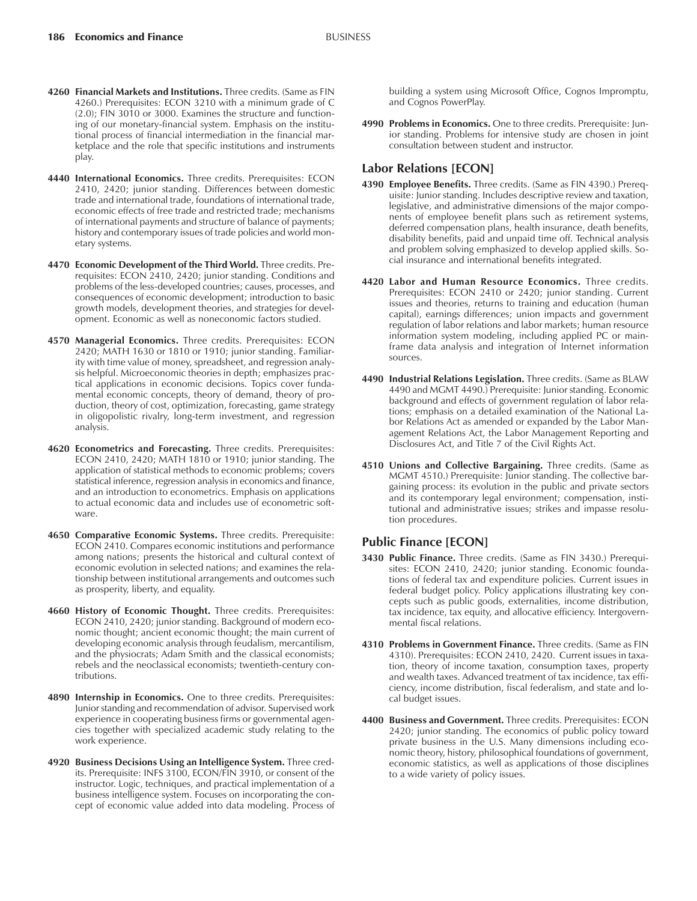**4260 Financial Markets and Institutions.** Three credits. (Same as FIN 4260.) Prerequisites: ECON 3210 with a minimum grade of C (2.0); FIN 3010 or 3000. Examines the structure and functioning of our monetary-financial system. Emphasis on the institutional process of financial intermediation in the financial marketplace and the role that specific institutions and instruments play.

**4440 International Economics.** Three credits. Prerequisites: ECON 2410, 2420; junior standing. Differences between domestic trade and international trade, foundations of international trade, economic effects of free trade and restricted trade; mechanisms of international payments and structure of balance of payments; history and contemporary issues of trade policies and world monetary systems.

**4470 Economic Development of the Third World.** Three credits. Prerequisites: ECON 2410, 2420; junior standing. Conditions and problems of the less-developed countries; causes, processes, and consequences of economic development; introduction to basic growth models, development theories, and strategies for development. Economic as well as noneconomic factors studied.

**4570 Managerial Economics.** Three credits. Prerequisites: ECON 2420; MATH 1630 or 1810 or 1910; junior standing. Familiarity with time value of money, spreadsheet, and regression analysis helpful. Microeconomic theories in depth; emphasizes practical applications in economic decisions. Topics cover fundamental economic concepts, theory of demand, theory of production, theory of cost, optimization, forecasting, game strategy in oligopolistic rivalry, long-term investment, and regression analysis.

**4620 Econometrics and Forecasting.** Three credits. Prerequisites: ECON 2410, 2420; MATH 1810 or 1910; junior standing. The application of statistical methods to economic problems; covers statistical inference, regression analysis in economics and finance, and an introduction to econometrics. Emphasis on applications to actual economic data and includes use of econometric software.

**4650 Comparative Economic Systems.** Three credits. Prerequisite: ECON 2410. Compares economic institutions and performance among nations; presents the historical and cultural context of economic evolution in selected nations; and examines the relationship between institutional arrangements and outcomes such as prosperity, liberty, and equality.

**4660 History of Economic Thought.** Three credits. Prerequisites: ECON 2410, 2420; junior standing. Background of modern economic thought; ancient economic thought; the main current of developing economic analysis through feudalism, mercantilism, and the physiocrats; Adam Smith and the classical economists; rebels and the neoclassical economists; twentieth-century contributions.

**4890 Internship in Economics.** One to three credits. Prerequisites: Junior standing and recommendation of advisor. Supervised work experience in cooperating business firms or governmental agencies together with specialized academic study relating to the work experience.

**4920 Business Decisions Using an Intelligence System.** Three credits. Prerequisite: INFS 3100, ECON/FIN 3910, or consent of the instructor. Logic, techniques, and practical implementation of a business intelligence system. Focuses on incorporating the concept of economic value added into data modeling. Process of building a system using Microsoft Office, Cognos Impromptu, and Cognos PowerPlay.

**4990 Problems in Economics.** One to three credits. Prerequisite: Junior standing. Problems for intensive study are chosen in joint consultation between student and instructor.

## Labor Relations [ECON]

**4390 Employee Benefits.** Three credits. (Same as FIN 4390.) Prerequisite: Junior standing. Includes descriptive review and taxation, legislative, and administrative dimensions of the major components of employee benefit plans such as retirement systems, deferred compensation plans, health insurance, death benefits, disability benefits, paid and unpaid time off. Technical analysis and problem solving emphasized to develop applied skills. Social insurance and international benefits integrated.

**4420 Labor and Human Resource Economics.** Three credits. Prerequisites: ECON 2410 or 2420; junior standing. Current issues and theories, returns to training and education (human capital), earnings differences; union impacts and government regulation of labor relations and labor markets; human resource information system modeling, including applied PC or mainframe data analysis and integration of Internet information sources.

**4490 Industrial Relations Legislation.** Three credits. (Same as BLAW 4490 and MGMT 4490.) Prerequisite: Junior standing. Economic background and effects of government regulation of labor relations; emphasis on a detailed examination of the National Labor Relations Act as amended or expanded by the Labor Management Relations Act, the Labor Management Reporting and Disclosures Act, and Title 7 of the Civil Rights Act.

**4510 Unions and Collective Bargaining.** Three credits. (Same as MGMT 4510.) Prerequisite: Junior standing. The collective bargaining process: its evolution in the public and private sectors and its contemporary legal environment; compensation, institutional and administrative issues; strikes and impasse resolution procedures.

## Public Finance [ECON]

**3430 Public Finance.** Three credits. (Same as FIN 3430.) Prerequisites: ECON 2410, 2420; junior standing. Economic foundations of federal tax and expenditure policies. Current issues in federal budget policy. Policy applications illustrating key concepts such as public goods, externalities, income distribution, tax incidence, tax equity, and allocative efficiency. Intergovernmental fiscal relations.

**4310 Problems in Government Finance.** Three credits. (Same as FIN 4310). Prerequisites: ECON 2410, 2420. Current issues in taxation, theory of income taxation, consumption taxes, property and wealth taxes. Advanced treatment of tax incidence, tax efficiency, income distribution, fiscal federalism, and state and local budget issues.

**4400 Business and Government.** Three credits. Prerequisites: ECON 2420; junior standing. The economics of public policy toward private business in the U.S. Many dimensions including economic theory, history, philosophical foundations of government, economic statistics, as well as applications of those disciplines to a wide variety of policy issues.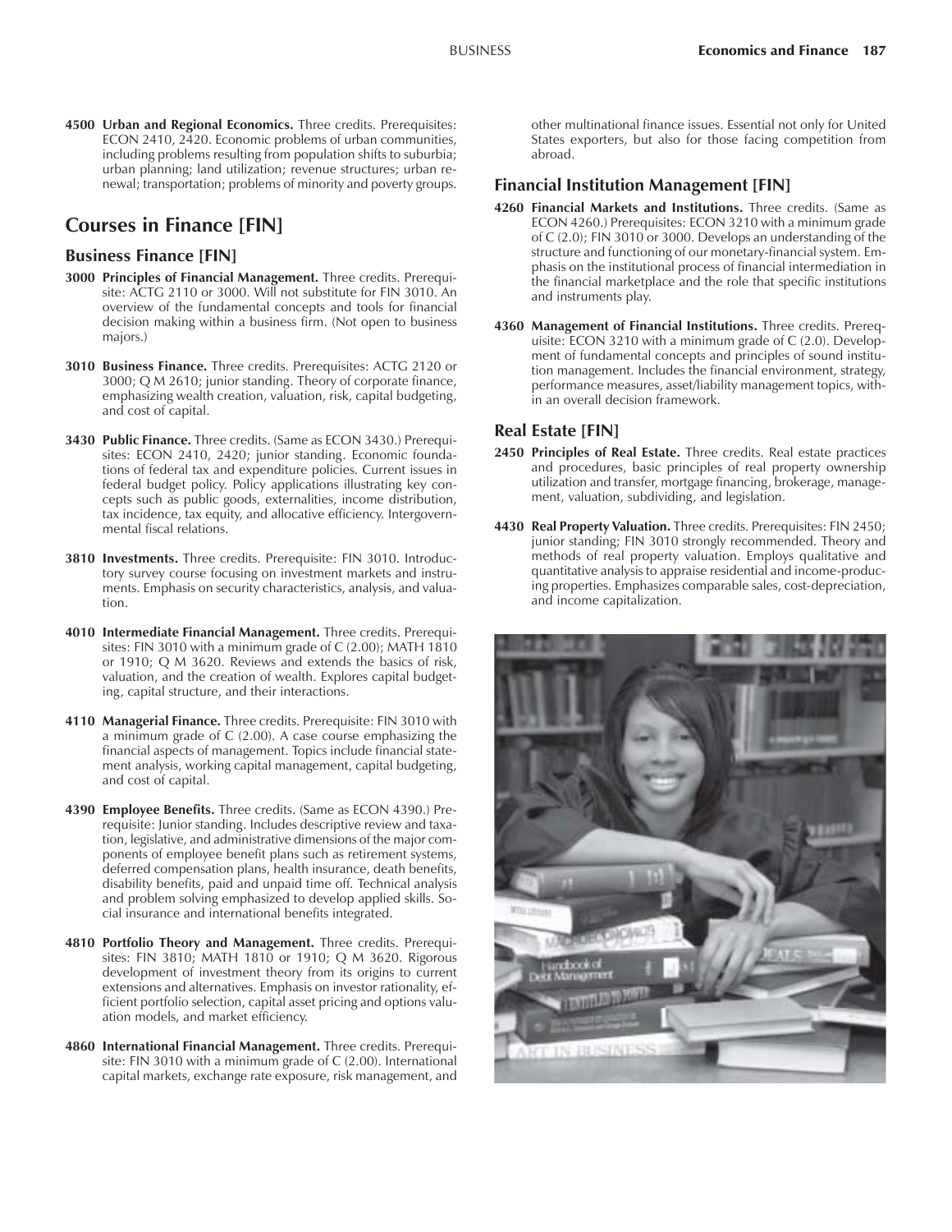**4500 Urban and Regional Economics.** Three credits. Prerequisites: ECON 2410, 2420. Economic problems of urban communities, including problems resulting from population shifts to suburbia; urban planning; land utilization; revenue structures; urban renewal; transportation; problems of minority and poverty groups.

## Courses in Finance [FIN]

### Business Finance [FIN]

**3000 Principles of Financial Management.** Three credits. Prerequisite: ACTG 2110 or 3000. Will not substitute for FIN 3010. An overview of the fundamental concepts and tools for financial decision making within a business firm. (Not open to business majors.)

**3010 Business Finance.** Three credits. Prerequisites: ACTG 2120 or 3000; Q M 2610; junior standing. Theory of corporate finance, emphasizing wealth creation, valuation, risk, capital budgeting, and cost of capital.

**3430 Public Finance.** Three credits. (Same as ECON 3430.) Prerequisites: ECON 2410, 2420; junior standing. Economic foundations of federal tax and expenditure policies. Current issues in federal budget policy. Policy applications illustrating key concepts such as public goods, externalities, income distribution, tax incidence, tax equity, and allocative efficiency. Intergovernmental fiscal relations.

**3810 Investments.** Three credits. Prerequisite: FIN 3010. Introductory survey course focusing on investment markets and instruments. Emphasis on security characteristics, analysis, and valuation.

**4010 Intermediate Financial Management.** Three credits. Prerequisites: FIN 3010 with a minimum grade of C (2.00); MATH 1810 or 1910; Q M 3620. Reviews and extends the basics of risk, valuation, and the creation of wealth. Explores capital budgeting, capital structure, and their interactions.

**4110 Managerial Finance.** Three credits. Prerequisite: FIN 3010 with a minimum grade of C (2.00). A case course emphasizing the financial aspects of management. Topics include financial statement analysis, working capital management, capital budgeting, and cost of capital.

**4390 Employee Benefits.** Three credits. (Same as ECON 4390.) Prerequisite: Junior standing. Includes descriptive review and taxation, legislative, and administrative dimensions of the major components of employee benefit plans such as retirement systems, deferred compensation plans, health insurance, death benefits, disability benefits, paid and unpaid time off. Technical analysis and problem solving emphasized to develop applied skills. Social insurance and international benefits integrated.

**4810 Portfolio Theory and Management.** Three credits. Prerequisites: FIN 3810; MATH 1810 or 1910; Q M 3620. Rigorous development of investment theory from its origins to current extensions and alternatives. Emphasis on investor rationality, efficient portfolio selection, capital asset pricing and options valuation models, and market efficiency.

**4860 International Financial Management.** Three credits. Prerequisite: FIN 3010 with a minimum grade of C (2.00). International capital markets, exchange rate exposure, risk management, and other multinational finance issues. Essential not only for United States exporters, but also for those facing competition from abroad.

### Financial Institution Management [FIN]

**4260 Financial Markets and Institutions.** Three credits. (Same as ECON 4260.) Prerequisites: ECON 3210 with a minimum grade of C (2.0); FIN 3010 or 3000. Develops an understanding of the structure and functioning of our monetary-financial system. Emphasis on the institutional process of financial intermediation in the financial marketplace and the role that specific institutions and instruments play.

**4360 Management of Financial Institutions.** Three credits. Prerequisite: ECON 3210 with a minimum grade of C (2.0). Development of fundamental concepts and principles of sound institution management. Includes the financial environment, strategy, performance measures, asset/liability management topics, within an overall decision framework.

### Real Estate [FIN]

**2450 Principles of Real Estate.** Three credits. Real estate practices and procedures, basic principles of real property ownership utilization and transfer, mortgage financing, brokerage, management, valuation, subdividing, and legislation.

**4430 Real Property Valuation.** Three credits. Prerequisites: FIN 2450; junior standing; FIN 3010 strongly recommended. Theory and methods of real property valuation. Employs qualitative and quantitative analysis to appraise residential and income-producing properties. Emphasizes comparable sales, cost-depreciation, and income capitalization.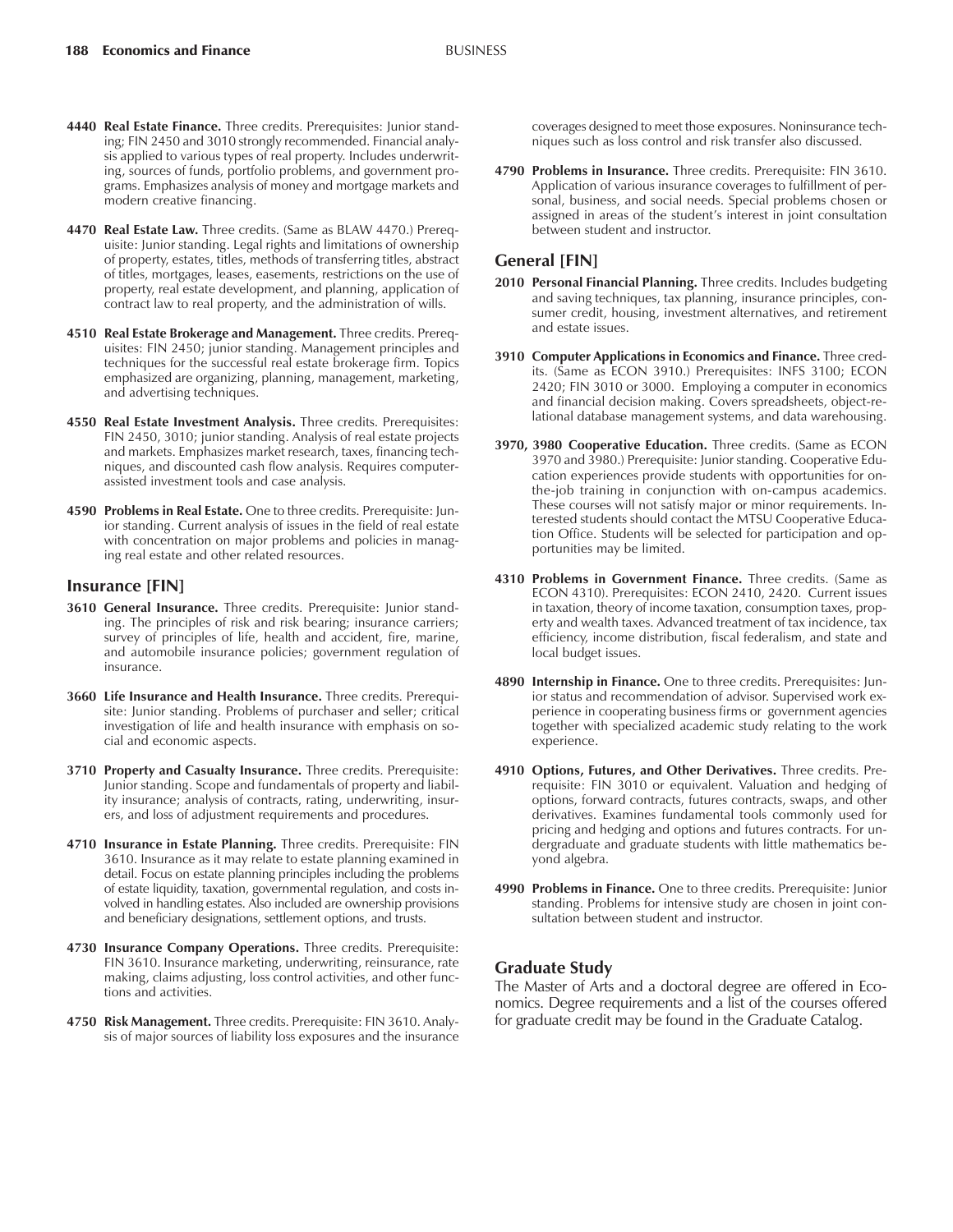**4440 Real Estate Finance.** Three credits. Prerequisites: Junior standing; FIN 2450 and 3010 strongly recommended. Financial analysis applied to various types of real property. Includes underwriting, sources of funds, portfolio problems, and government programs. Emphasizes analysis of money and mortgage markets and modern creative financing.

**4470 Real Estate Law.** Three credits. (Same as BLAW 4470.) Prerequisite: Junior standing. Legal rights and limitations of ownership of property, estates, titles, methods of transferring titles, abstract of titles, mortgages, leases, easements, restrictions on the use of property, real estate development, and planning, application of contract law to real property, and the administration of wills.

**4510 Real Estate Brokerage and Management.** Three credits. Prerequisites: FIN 2450; junior standing. Management principles and techniques for the successful real estate brokerage firm. Topics emphasized are organizing, planning, management, marketing, and advertising techniques.

**4550 Real Estate Investment Analysis.** Three credits. Prerequisites: FIN 2450, 3010; junior standing. Analysis of real estate projects and markets. Emphasizes market research, taxes, financing techniques, and discounted cash flow analysis. Requires computer-assisted investment tools and case analysis.

**4590 Problems in Real Estate.** One to three credits. Prerequisite: Junior standing. Current analysis of issues in the field of real estate with concentration on major problems and policies in managing real estate and other related resources.

## Insurance [FIN]

**3610 General Insurance.** Three credits. Prerequisite: Junior standing. The principles of risk and risk bearing; insurance carriers; survey of principles of life, health and accident, fire, marine, and automobile insurance policies; government regulation of insurance.

**3660 Life Insurance and Health Insurance.** Three credits. Prerequisite: Junior standing. Problems of purchaser and seller; critical investigation of life and health insurance with emphasis on social and economic aspects.

**3710 Property and Casualty Insurance.** Three credits. Prerequisite: Junior standing. Scope and fundamentals of property and liability insurance; analysis of contracts, rating, underwriting, insurers, and loss of adjustment requirements and procedures.

**4710 Insurance in Estate Planning.** Three credits. Prerequisite: FIN 3610. Insurance as it may relate to estate planning examined in detail. Focus on estate planning principles including the problems of estate liquidity, taxation, governmental regulation, and costs involved in handling estates. Also included are ownership provisions and beneficiary designations, settlement options, and trusts.

**4730 Insurance Company Operations.** Three credits. Prerequisite: FIN 3610. Insurance marketing, underwriting, reinsurance, rate making, claims adjusting, loss control activities, and other functions and activities.

**4750 Risk Management.** Three credits. Prerequisite: FIN 3610. Analysis of major sources of liability loss exposures and the insurance coverages designed to meet those exposures. Noninsurance techniques such as loss control and risk transfer also discussed.

**4790 Problems in Insurance.** Three credits. Prerequisite: FIN 3610. Application of various insurance coverages to fulfillment of personal, business, and social needs. Special problems chosen or assigned in areas of the student's interest in joint consultation between student and instructor.

## General [FIN]

**2010 Personal Financial Planning.** Three credits. Includes budgeting and saving techniques, tax planning, insurance principles, consumer credit, housing, investment alternatives, and retirement and estate issues.

**3910 Computer Applications in Economics and Finance.** Three credits. (Same as ECON 3910.) Prerequisites: INFS 3100; ECON 2420; FIN 3010 or 3000. Employing a computer in economics and financial decision making. Covers spreadsheets, object-relational database management systems, and data warehousing.

**3970, 3980 Cooperative Education.** Three credits. (Same as ECON 3970 and 3980.) Prerequisite: Junior standing. Cooperative Education experiences provide students with opportunities for on-the-job training in conjunction with on-campus academics. These courses will not satisfy major or minor requirements. Interested students should contact the MTSU Cooperative Education Office. Students will be selected for participation and opportunities may be limited.

**4310 Problems in Government Finance.** Three credits. (Same as ECON 4310). Prerequisites: ECON 2410, 2420. Current issues in taxation, theory of income taxation, consumption taxes, property and wealth taxes. Advanced treatment of tax incidence, tax efficiency, income distribution, fiscal federalism, and state and local budget issues.

**4890 Internship in Finance.** One to three credits. Prerequisites: Junior status and recommendation of advisor. Supervised work experience in cooperating business firms or government agencies together with specialized academic study relating to the work experience.

**4910 Options, Futures, and Other Derivatives.** Three credits. Prerequisite: FIN 3010 or equivalent. Valuation and hedging of options, forward contracts, futures contracts, swaps, and other derivatives. Examines fundamental tools commonly used for pricing and hedging and options and futures contracts. For undergraduate and graduate students with little mathematics beyond algebra.

**4990 Problems in Finance.** One to three credits. Prerequisite: Junior standing. Problems for intensive study are chosen in joint consultation between student and instructor.

## Graduate Study

The Master of Arts and a doctoral degree are offered in Economics. Degree requirements and a list of the courses offered for graduate credit may be found in the Graduate Catalog.